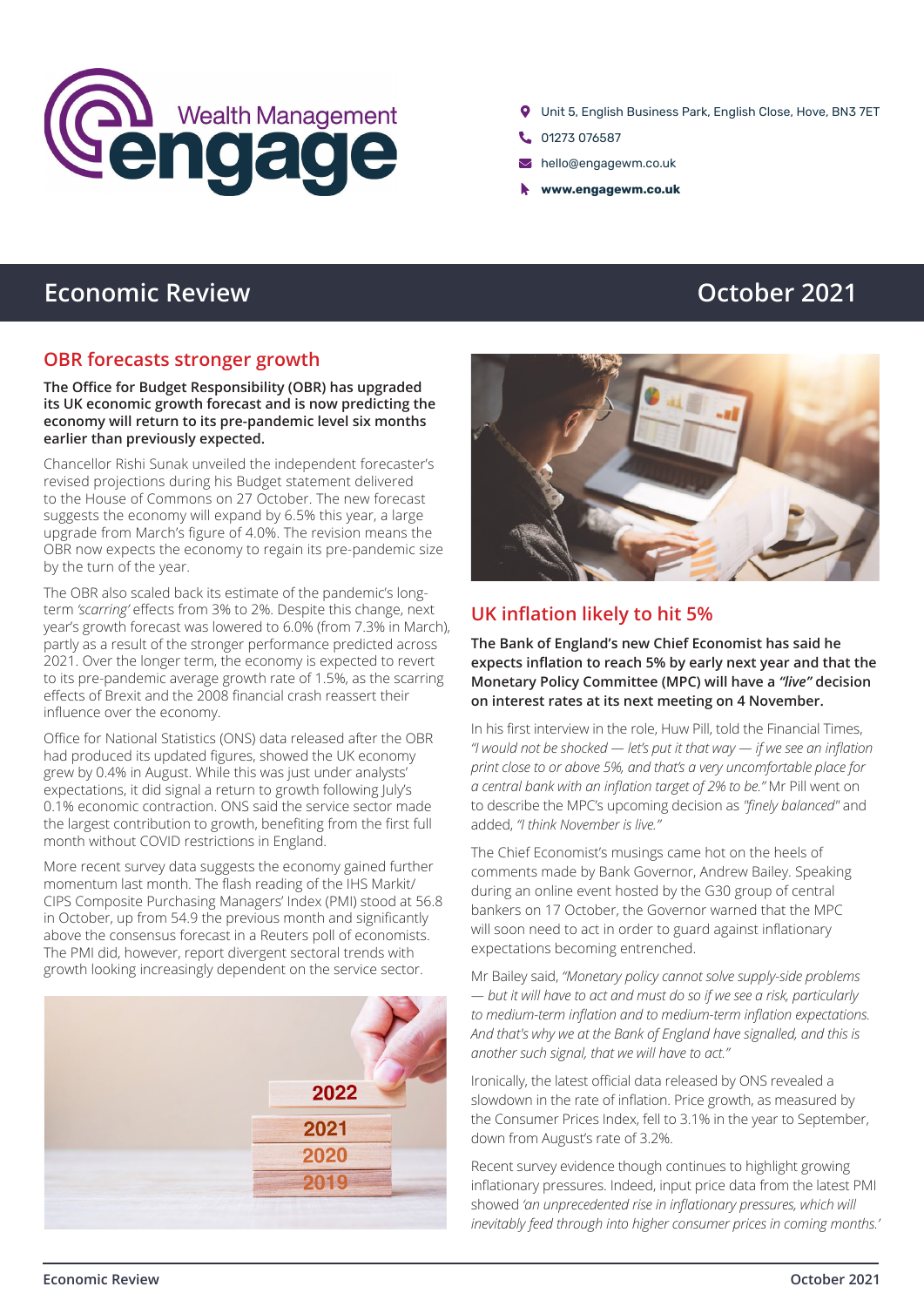Unit 5, English Business Park, English Close, Hove, BN3 7ET
01273 076587
hello@engagewm.co.uk
**www.engagewm.co.uk**

# Economic Review

# October 2021

## OBR forecasts stronger growth

**The Office for Budget Responsibility (OBR) has upgraded its UK economic growth forecast and is now predicting the economy will return to its pre-pandemic level six months earlier than previously expected.**

Chancellor Rishi Sunak unveiled the independent forecaster's revised projections during his Budget statement delivered to the House of Commons on 27 October. The new forecast suggests the economy will expand by 6.5% this year, a large upgrade from March's figure of 4.0%. The revision means the OBR now expects the economy to regain its pre-pandemic size by the turn of the year.

The OBR also scaled back its estimate of the pandemic's long-term *'scarring'* effects from 3% to 2%. Despite this change, next year's growth forecast was lowered to 6.0% (from 7.3% in March), partly as a result of the stronger performance predicted across 2021. Over the longer term, the economy is expected to revert to its pre-pandemic average growth rate of 1.5%, as the scarring effects of Brexit and the 2008 financial crash reassert their influence over the economy.

Office for National Statistics (ONS) data released after the OBR had produced its updated figures, showed the UK economy grew by 0.4% in August. While this was just under analysts' expectations, it did signal a return to growth following July's 0.1% economic contraction. ONS said the service sector made the largest contribution to growth, benefiting from the first full month without COVID restrictions in England.

More recent survey data suggests the economy gained further momentum last month. The flash reading of the IHS Markit/CIPS Composite Purchasing Managers' Index (PMI) stood at 56.8 in October, up from 54.9 the previous month and significantly above the consensus forecast in a Reuters poll of economists. The PMI did, however, report divergent sectoral trends with growth looking increasingly dependent on the service sector.

## UK inflation likely to hit 5%

**The Bank of England's new Chief Economist has said he expects inflation to reach 5% by early next year and that the Monetary Policy Committee (MPC) will have a *"live"* decision on interest rates at its next meeting on 4 November.**

In his first interview in the role, Huw Pill, told the Financial Times, *"I would not be shocked — let's put it that way — if we see an inflation print close to or above 5%, and that's a very uncomfortable place for a central bank with an inflation target of 2% to be."* Mr Pill went on to describe the MPC's upcoming decision as *"finely balanced"* and added, *"I think November is live."*

The Chief Economist's musings came hot on the heels of comments made by Bank Governor, Andrew Bailey. Speaking during an online event hosted by the G30 group of central bankers on 17 October, the Governor warned that the MPC will soon need to act in order to guard against inflationary expectations becoming entrenched.

Mr Bailey said, *"Monetary policy cannot solve supply-side problems — but it will have to act and must do so if we see a risk, particularly to medium-term inflation and to medium-term inflation expectations. And that's why we at the Bank of England have signalled, and this is another such signal, that we will have to act."*

Ironically, the latest official data released by ONS revealed a slowdown in the rate of inflation. Price growth, as measured by the Consumer Prices Index, fell to 3.1% in the year to September, down from August's rate of 3.2%.

Recent survey evidence though continues to highlight growing inflationary pressures. Indeed, input price data from the latest PMI showed *'an unprecedented rise in inflationary pressures, which will inevitably feed through into higher consumer prices in coming months.'*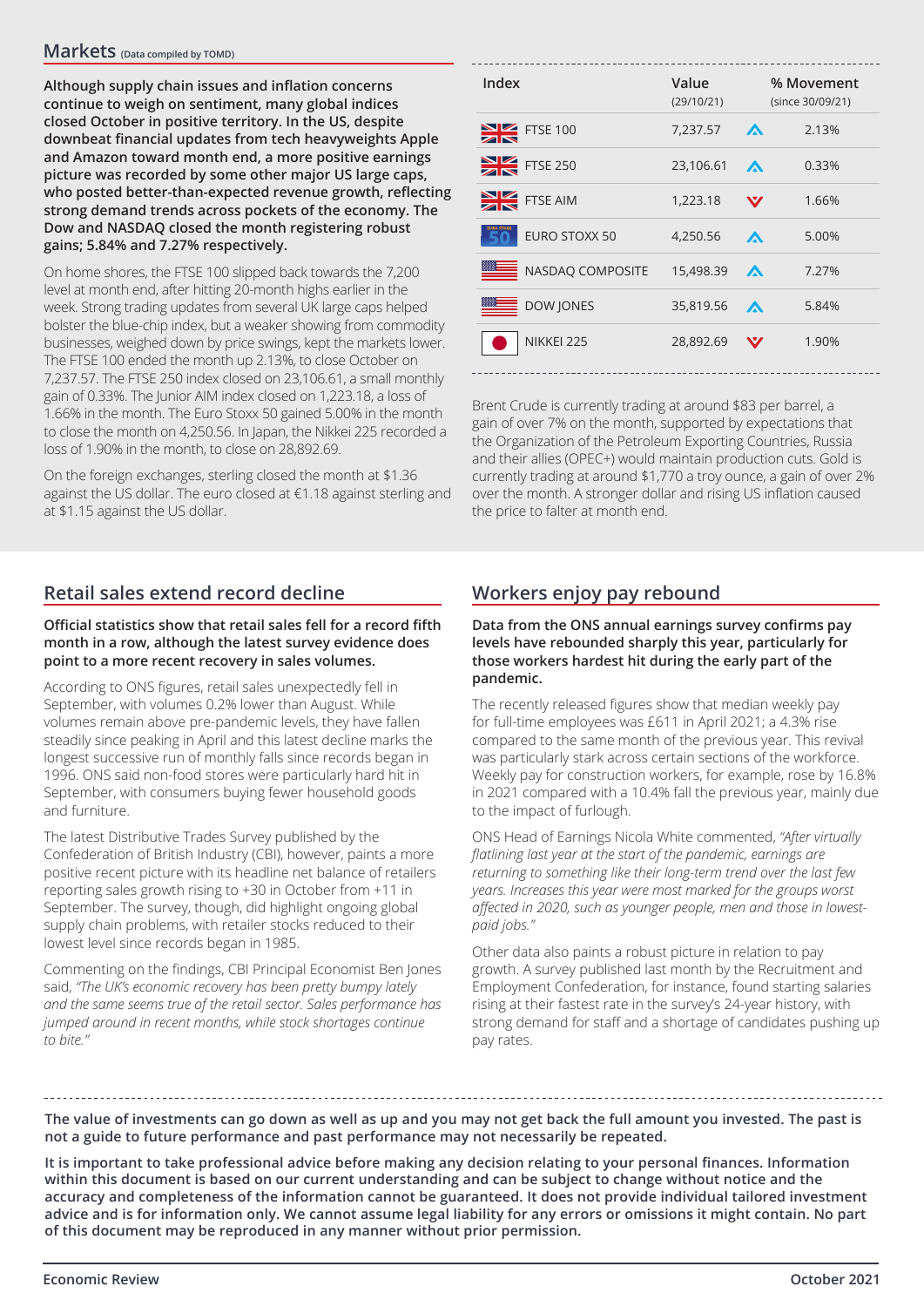## Markets (Data compiled by TOMD)

**Although supply chain issues and inflation concerns continue to weigh on sentiment, many global indices closed October in positive territory. In the US, despite downbeat financial updates from tech heavyweights Apple and Amazon toward month end, a more positive earnings picture was recorded by some other major US large caps, who posted better-than-expected revenue growth, reflecting strong demand trends across pockets of the economy. The Dow and NASDAQ closed the month registering robust gains; 5.84% and 7.27% respectively.**

On home shores, the FTSE 100 slipped back towards the 7,200 level at month end, after hitting 20-month highs earlier in the week. Strong trading updates from several UK large caps helped bolster the blue-chip index, but a weaker showing from commodity businesses, weighed down by price swings, kept the markets lower. The FTSE 100 ended the month up 2.13%, to close October on 7,237.57. The FTSE 250 index closed on 23,106.61, a small monthly gain of 0.33%. The Junior AIM index closed on 1,223.18, a loss of 1.66% in the month. The Euro Stoxx 50 gained 5.00% in the month to close the month on 4,250.56. In Japan, the Nikkei 225 recorded a loss of 1.90% in the month, to close on 28,892.69.

On the foreign exchanges, sterling closed the month at $1.36 against the US dollar. The euro closed at €1.18 against sterling and at $1.15 against the US dollar.

| Index | Value (29/10/21) | % Movement (since 30/09/21) |
|---|---|---|
| FTSE 100 | 7,237.57 | ▲ 2.13% |
| FTSE 250 | 23,106.61 | ▲ 0.33% |
| FTSE AIM | 1,223.18 | ▼ 1.66% |
| EURO STOXX 50 | 4,250.56 | ▲ 5.00% |
| NASDAQ COMPOSITE | 15,498.39 | ▲ 7.27% |
| DOW JONES | 35,819.56 | ▲ 5.84% |
| NIKKEI 225 | 28,892.69 | ▼ 1.90% |

Brent Crude is currently trading at around $83 per barrel, a gain of over 7% on the month, supported by expectations that the Organization of the Petroleum Exporting Countries, Russia and their allies (OPEC+) would maintain production cuts. Gold is currently trading at around $1,770 a troy ounce, a gain of over 2% over the month. A stronger dollar and rising US inflation caused the price to falter at month end.

## Retail sales extend record decline

**Official statistics show that retail sales fell for a record fifth month in a row, although the latest survey evidence does point to a more recent recovery in sales volumes.**

According to ONS figures, retail sales unexpectedly fell in September, with volumes 0.2% lower than August. While volumes remain above pre-pandemic levels, they have fallen steadily since peaking in April and this latest decline marks the longest successive run of monthly falls since records began in 1996. ONS said non-food stores were particularly hard hit in September, with consumers buying fewer household goods and furniture.

The latest Distributive Trades Survey published by the Confederation of British Industry (CBI), however, paints a more positive recent picture with its headline net balance of retailers reporting sales growth rising to +30 in October from +11 in September. The survey, though, did highlight ongoing global supply chain problems, with retailer stocks reduced to their lowest level since records began in 1985.

Commenting on the findings, CBI Principal Economist Ben Jones said, *"The UK's economic recovery has been pretty bumpy lately and the same seems true of the retail sector. Sales performance has jumped around in recent months, while stock shortages continue to bite."*

## Workers enjoy pay rebound

**Data from the ONS annual earnings survey confirms pay levels have rebounded sharply this year, particularly for those workers hardest hit during the early part of the pandemic.**

The recently released figures show that median weekly pay for full-time employees was £611 in April 2021; a 4.3% rise compared to the same month of the previous year. This revival was particularly stark across certain sections of the workforce. Weekly pay for construction workers, for example, rose by 16.8% in 2021 compared with a 10.4% fall the previous year, mainly due to the impact of furlough.

ONS Head of Earnings Nicola White commented, *"After virtually flatlining last year at the start of the pandemic, earnings are returning to something like their long-term trend over the last few years. Increases this year were most marked for the groups worst affected in 2020, such as younger people, men and those in lowest-paid jobs."*

Other data also paints a robust picture in relation to pay growth. A survey published last month by the Recruitment and Employment Confederation, for instance, found starting salaries rising at their fastest rate in the survey's 24-year history, with strong demand for staff and a shortage of candidates pushing up pay rates.

---

**The value of investments can go down as well as up and you may not get back the full amount you invested. The past is not a guide to future performance and past performance may not necessarily be repeated.**

**It is important to take professional advice before making any decision relating to your personal finances. Information within this document is based on our current understanding and can be subject to change without notice and the accuracy and completeness of the information cannot be guaranteed. It does not provide individual tailored investment advice and is for information only. We cannot assume legal liability for any errors or omissions it might contain. No part of this document may be reproduced in any manner without prior permission.**